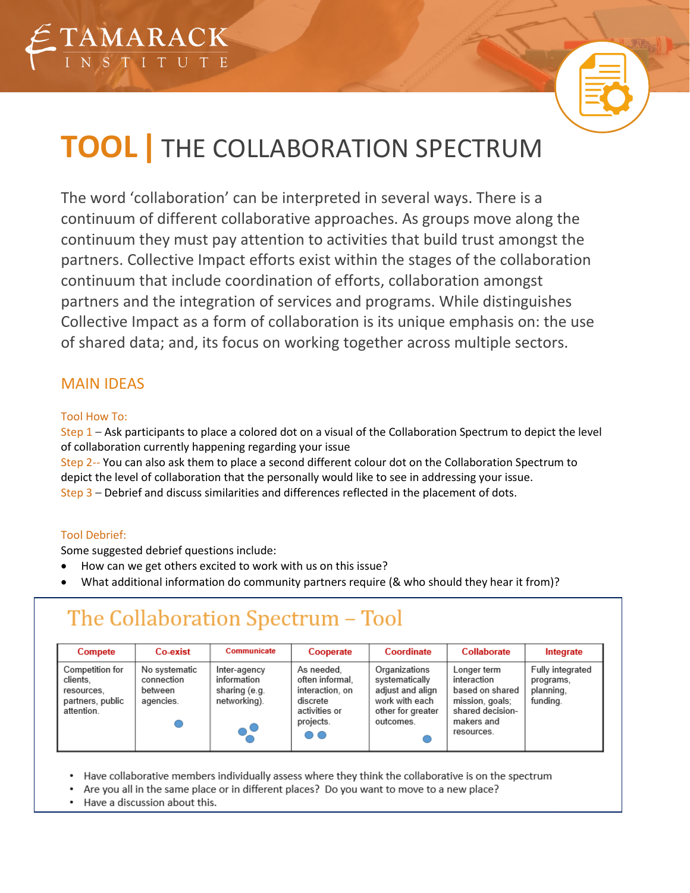TAMARACK INSTITUTE

# TOOL | THE COLLABORATION SPECTRUM

The word 'collaboration' can be interpreted in several ways. There is a continuum of different collaborative approaches. As groups move along the continuum they must pay attention to activities that build trust amongst the partners. Collective Impact efforts exist within the stages of the collaboration continuum that include coordination of efforts, collaboration amongst partners and the integration of services and programs. While distinguishes Collective Impact as a form of collaboration is its unique emphasis on: the use of shared data; and, its focus on working together across multiple sectors.

## MAIN IDEAS

### Tool How To:

Step 1 – Ask participants to place a colored dot on a visual of the Collaboration Spectrum to depict the level of collaboration currently happening regarding your issue

Step 2-- You can also ask them to place a second different colour dot on the Collaboration Spectrum to depict the level of collaboration that the personally would like to see in addressing your issue.

Step 3 – Debrief and discuss similarities and differences reflected in the placement of dots.

### Tool Debrief:

Some suggested debrief questions include:

- How can we get others excited to work with us on this issue?
- What additional information do community partners require (& who should they hear it from)?

## The Collaboration Spectrum – Tool

| Compete | Co-exist | Communicate | Cooperate | Coordinate | Collaborate | Integrate |
|---|---|---|---|---|---|---|
| Competition for clients, resources, partners, public attention. | No systematic connection between agencies. | Inter-agency information sharing (e.g. networking). | As needed, often informal, interaction, on discrete activities or projects. | Organizations systematically adjust and align work with each other for greater outcomes. | Longer term interaction based on shared mission, goals; shared decision-makers and resources. | Fully integrated programs, planning, funding. |

- Have collaborative members individually assess where they think the collaborative is on the spectrum
- Are you all in the same place or in different places? Do you want to move to a new place?
- Have a discussion about this.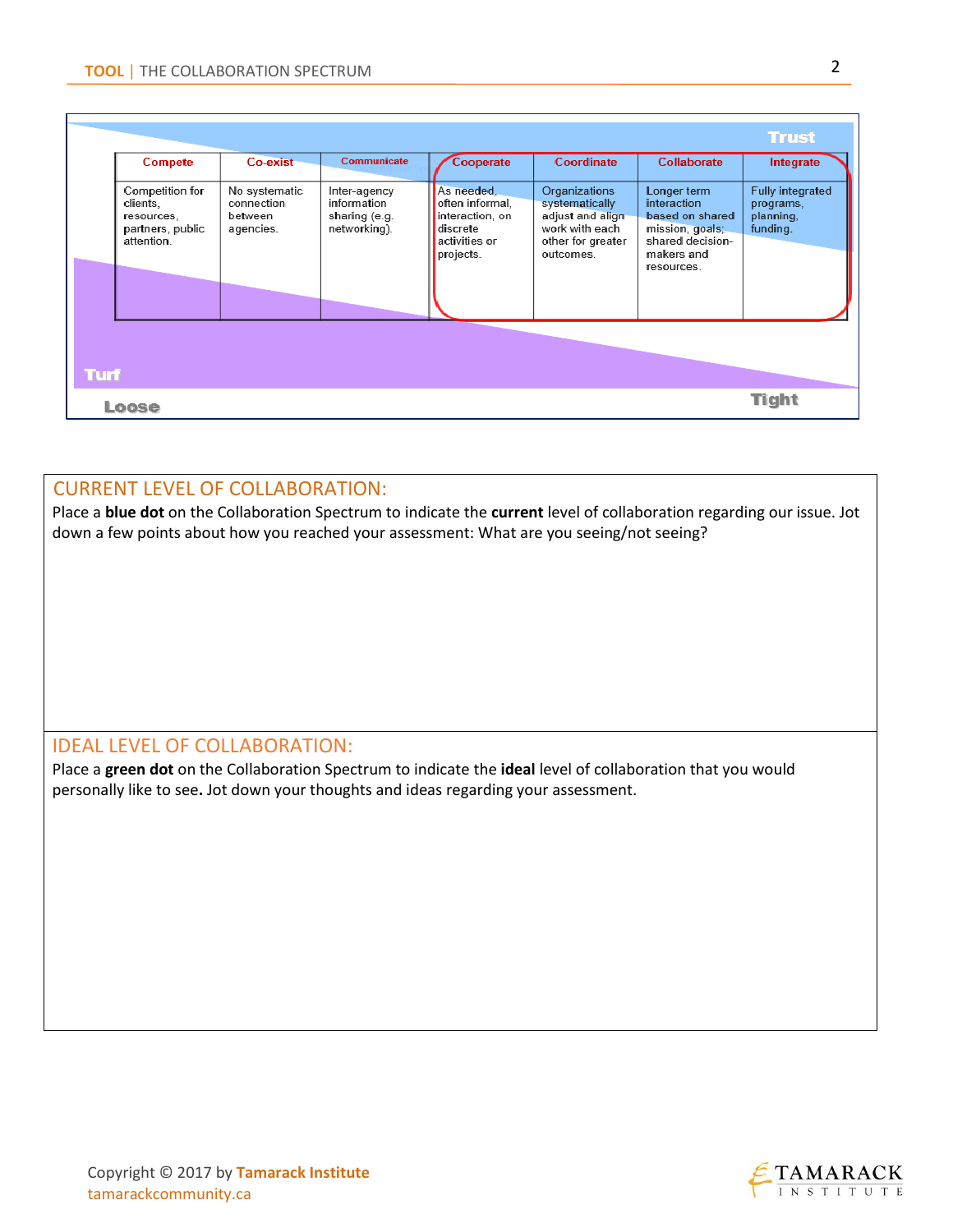| Compete | Co-exist | Communicate | Cooperate | Coordinate | Collaborate | Integrate |
|---|---|---|---|---|---|---|
| Competition for clients, resources, partners, public attention. | No systematic connection between agencies. | Inter-agency information sharing (e.g. networking). | As needed, often informal, interaction, on discrete activities or projects. | Organizations systematically adjust and align work with each other for greater outcomes. | Longer term interaction based on shared mission, goals; shared decision-makers and resources. | Fully integrated programs, planning, funding. |

Trust

Turf

Loose

Tight

## CURRENT LEVEL OF COLLABORATION:

Place a **blue dot** on the Collaboration Spectrum to indicate the **current** level of collaboration regarding our issue. Jot down a few points about how you reached your assessment: What are you seeing/not seeing?

## IDEAL LEVEL OF COLLABORATION:

Place a **green dot** on the Collaboration Spectrum to indicate the **ideal** level of collaboration that you would personally like to see**.** Jot down your thoughts and ideas regarding your assessment.

Copyright © 2017 by **Tamarack Institute**
tamarackcommunity.ca

TAMARACK INSTITUTE